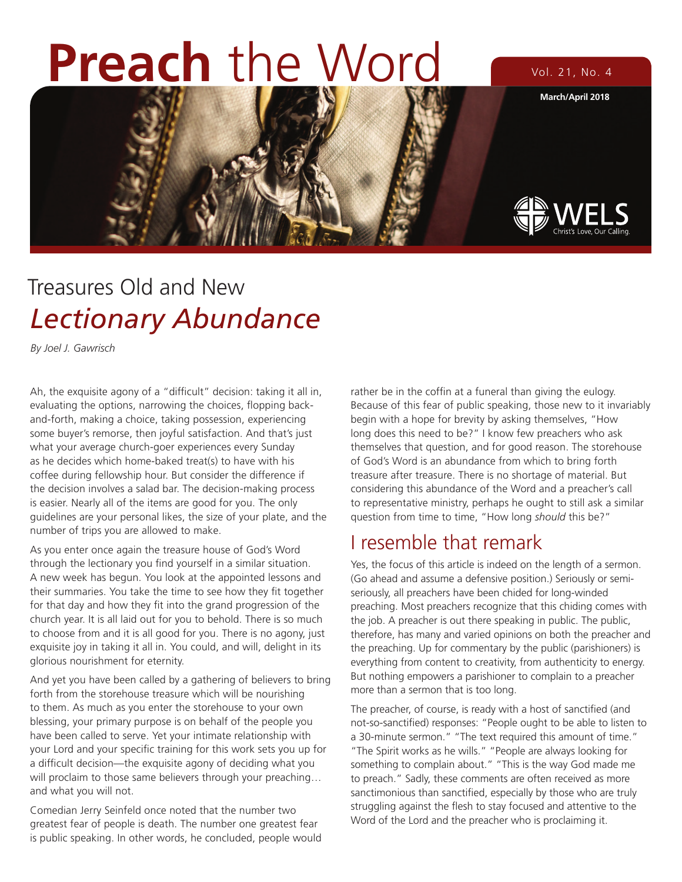# **Preach** the Word

Vol. 21, No. 4

**March/April 2018**

WELS
Christ's Love, Our Calling.

## Treasures Old and New
## *Lectionary Abundance*

*By Joel J. Gawrisch*

Ah, the exquisite agony of a "difficult" decision: taking it all in, evaluating the options, narrowing the choices, flopping back-and-forth, making a choice, taking possession, experiencing some buyer's remorse, then joyful satisfaction. And that's just what your average church-goer experiences every Sunday as he decides which home-baked treat(s) to have with his coffee during fellowship hour. But consider the difference if the decision involves a salad bar. The decision-making process is easier. Nearly all of the items are good for you. The only guidelines are your personal likes, the size of your plate, and the number of trips you are allowed to make.

As you enter once again the treasure house of God's Word through the lectionary you find yourself in a similar situation. A new week has begun. You look at the appointed lessons and their summaries. You take the time to see how they fit together for that day and how they fit into the grand progression of the church year. It is all laid out for you to behold. There is so much to choose from and it is all good for you. There is no agony, just exquisite joy in taking it all in. You could, and will, delight in its glorious nourishment for eternity.

And yet you have been called by a gathering of believers to bring forth from the storehouse treasure which will be nourishing to them. As much as you enter the storehouse to your own blessing, your primary purpose is on behalf of the people you have been called to serve. Yet your intimate relationship with your Lord and your specific training for this work sets you up for a difficult decision—the exquisite agony of deciding what you will proclaim to those same believers through your preaching… and what you will not.

Comedian Jerry Seinfeld once noted that the number two greatest fear of people is death. The number one greatest fear is public speaking. In other words, he concluded, people would rather be in the coffin at a funeral than giving the eulogy. Because of this fear of public speaking, those new to it invariably begin with a hope for brevity by asking themselves, "How long does this need to be?" I know few preachers who ask themselves that question, and for good reason. The storehouse of God's Word is an abundance from which to bring forth treasure after treasure. There is no shortage of material. But considering this abundance of the Word and a preacher's call to representative ministry, perhaps he ought to still ask a similar question from time to time, "How long *should* this be?"

## I resemble that remark

Yes, the focus of this article is indeed on the length of a sermon. (Go ahead and assume a defensive position.) Seriously or semi-seriously, all preachers have been chided for long-winded preaching. Most preachers recognize that this chiding comes with the job. A preacher is out there speaking in public. The public, therefore, has many and varied opinions on both the preacher and the preaching. Up for commentary by the public (parishioners) is everything from content to creativity, from authenticity to energy. But nothing empowers a parishioner to complain to a preacher more than a sermon that is too long.

The preacher, of course, is ready with a host of sanctified (and not-so-sanctified) responses: "People ought to be able to listen to a 30-minute sermon." "The text required this amount of time." "The Spirit works as he wills." "People are always looking for something to complain about." "This is the way God made me to preach." Sadly, these comments are often received as more sanctimonious than sanctified, especially by those who are truly struggling against the flesh to stay focused and attentive to the Word of the Lord and the preacher who is proclaiming it.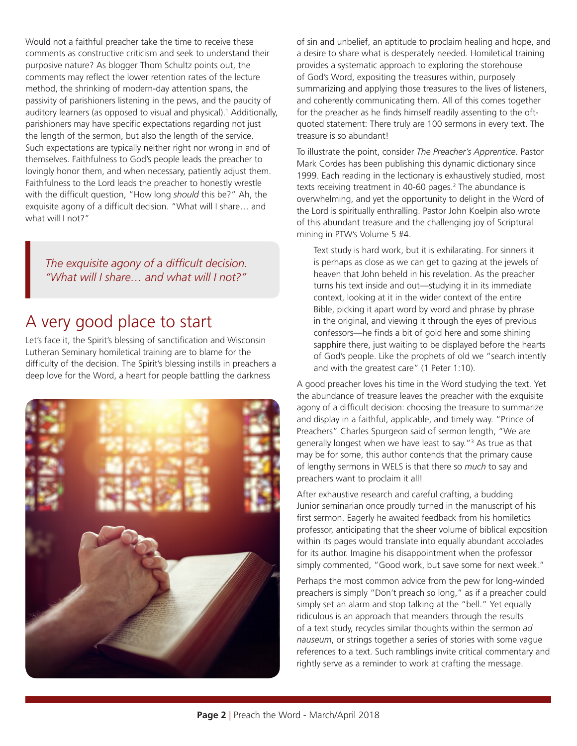Would not a faithful preacher take the time to receive these comments as constructive criticism and seek to understand their purposive nature? As blogger Thom Schultz points out, the comments may reflect the lower retention rates of the lecture method, the shrinking of modern-day attention spans, the passivity of parishioners listening in the pews, and the paucity of auditory learners (as opposed to visual and physical).[1] Additionally, parishioners may have specific expectations regarding not just the length of the sermon, but also the length of the service. Such expectations are typically neither right nor wrong in and of themselves. Faithfulness to God's people leads the preacher to lovingly honor them, and when necessary, patiently adjust them. Faithfulness to the Lord leads the preacher to honestly wrestle with the difficult question, "How long *should* this be?" Ah, the exquisite agony of a difficult decision. "What will I share… and what will I not?"

> *The exquisite agony of a difficult decision. "What will I share… and what will I not?"*

## A very good place to start

Let's face it, the Spirit's blessing of sanctification and Wisconsin Lutheran Seminary homiletical training are to blame for the difficulty of the decision. The Spirit's blessing instills in preachers a deep love for the Word, a heart for people battling the darkness of sin and unbelief, an aptitude to proclaim healing and hope, and a desire to share what is desperately needed. Homiletical training provides a systematic approach to exploring the storehouse of God's Word, expositing the treasures within, purposely summarizing and applying those treasures to the lives of listeners, and coherently communicating them. All of this comes together for the preacher as he finds himself readily assenting to the oft-quoted statement: There truly are 100 sermons in every text. The treasure is so abundant!

To illustrate the point, consider *The Preacher's Apprentice*. Pastor Mark Cordes has been publishing this dynamic dictionary since 1999. Each reading in the lectionary is exhaustively studied, most texts receiving treatment in 40-60 pages.[2] The abundance is overwhelming, and yet the opportunity to delight in the Word of the Lord is spiritually enthralling. Pastor John Koelpin also wrote of this abundant treasure and the challenging joy of Scriptural mining in PTW's Volume 5 #4.

> Text study is hard work, but it is exhilarating. For sinners it is perhaps as close as we can get to gazing at the jewels of heaven that John beheld in his revelation. As the preacher turns his text inside and out—studying it in its immediate context, looking at it in the wider context of the entire Bible, picking it apart word by word and phrase by phrase in the original, and viewing it through the eyes of previous confessors—he finds a bit of gold here and some shining sapphire there, just waiting to be displayed before the hearts of God's people. Like the prophets of old we "search intently and with the greatest care" (1 Peter 1:10).

A good preacher loves his time in the Word studying the text. Yet the abundance of treasure leaves the preacher with the exquisite agony of a difficult decision: choosing the treasure to summarize and display in a faithful, applicable, and timely way. "Prince of Preachers" Charles Spurgeon said of sermon length, "We are generally longest when we have least to say."[3] As true as that may be for some, this author contends that the primary cause of lengthy sermons in WELS is that there so *much* to say and preachers want to proclaim it all!

After exhaustive research and careful crafting, a budding Junior seminarian once proudly turned in the manuscript of his first sermon. Eagerly he awaited feedback from his homiletics professor, anticipating that the sheer volume of biblical exposition within its pages would translate into equally abundant accolades for its author. Imagine his disappointment when the professor simply commented, "Good work, but save some for next week."

Perhaps the most common advice from the pew for long-winded preachers is simply "Don't preach so long," as if a preacher could simply set an alarm and stop talking at the "bell." Yet equally ridiculous is an approach that meanders through the results of a text study, recycles similar thoughts within the sermon *ad nauseum*, or strings together a series of stories with some vague references to a text. Such ramblings invite critical commentary and rightly serve as a reminder to work at crafting the message.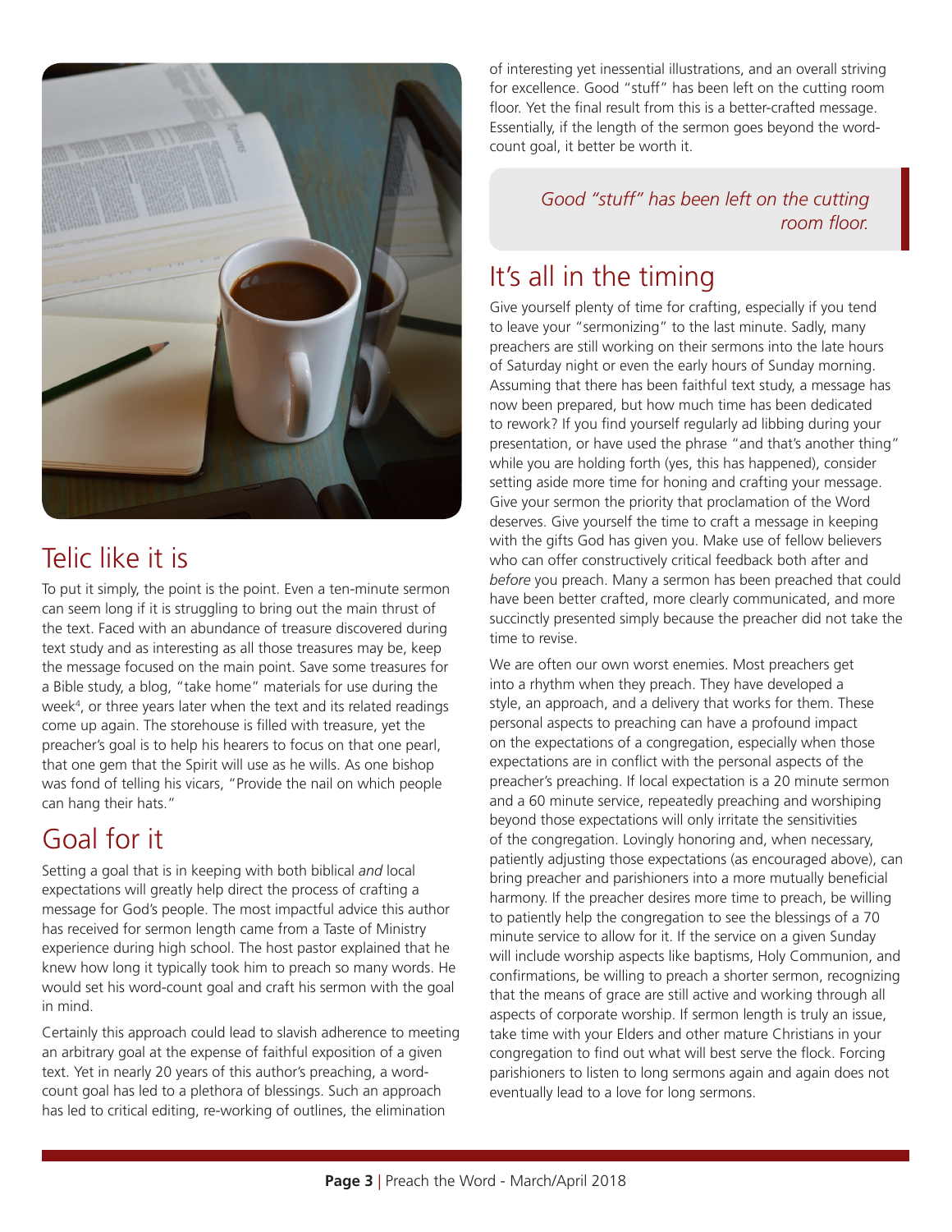## Telic like it is

To put it simply, the point is the point. Even a ten-minute sermon can seem long if it is struggling to bring out the main thrust of the text. Faced with an abundance of treasure discovered during text study and as interesting as all those treasures may be, keep the message focused on the main point. Save some treasures for a Bible study, a blog, "take home" materials for use during the week[4], or three years later when the text and its related readings come up again. The storehouse is filled with treasure, yet the preacher's goal is to help his hearers to focus on that one pearl, that one gem that the Spirit will use as he wills. As one bishop was fond of telling his vicars, "Provide the nail on which people can hang their hats."

## Goal for it

Setting a goal that is in keeping with both biblical *and* local expectations will greatly help direct the process of crafting a message for God's people. The most impactful advice this author has received for sermon length came from a Taste of Ministry experience during high school. The host pastor explained that he knew how long it typically took him to preach so many words. He would set his word-count goal and craft his sermon with the goal in mind.

Certainly this approach could lead to slavish adherence to meeting an arbitrary goal at the expense of faithful exposition of a given text. Yet in nearly 20 years of this author's preaching, a word-count goal has led to a plethora of blessings. Such an approach has led to critical editing, re-working of outlines, the elimination of interesting yet inessential illustrations, and an overall striving for excellence. Good "stuff" has been left on the cutting room floor. Yet the final result from this is a better-crafted message. Essentially, if the length of the sermon goes beyond the word-count goal, it better be worth it.

> *Good "stuff" has been left on the cutting room floor.*

## It's all in the timing

Give yourself plenty of time for crafting, especially if you tend to leave your "sermonizing" to the last minute. Sadly, many preachers are still working on their sermons into the late hours of Saturday night or even the early hours of Sunday morning. Assuming that there has been faithful text study, a message has now been prepared, but how much time has been dedicated to rework? If you find yourself regularly ad libbing during your presentation, or have used the phrase "and that's another thing" while you are holding forth (yes, this has happened), consider setting aside more time for honing and crafting your message. Give your sermon the priority that proclamation of the Word deserves. Give yourself the time to craft a message in keeping with the gifts God has given you. Make use of fellow believers who can offer constructively critical feedback both after and *before* you preach. Many a sermon has been preached that could have been better crafted, more clearly communicated, and more succinctly presented simply because the preacher did not take the time to revise.

We are often our own worst enemies. Most preachers get into a rhythm when they preach. They have developed a style, an approach, and a delivery that works for them. These personal aspects to preaching can have a profound impact on the expectations of a congregation, especially when those expectations are in conflict with the personal aspects of the preacher's preaching. If local expectation is a 20 minute sermon and a 60 minute service, repeatedly preaching and worshiping beyond those expectations will only irritate the sensitivities of the congregation. Lovingly honoring and, when necessary, patiently adjusting those expectations (as encouraged above), can bring preacher and parishioners into a more mutually beneficial harmony. If the preacher desires more time to preach, be willing to patiently help the congregation to see the blessings of a 70 minute service to allow for it. If the service on a given Sunday will include worship aspects like baptisms, Holy Communion, and confirmations, be willing to preach a shorter sermon, recognizing that the means of grace are still active and working through all aspects of corporate worship. If sermon length is truly an issue, take time with your Elders and other mature Christians in your congregation to find out what will best serve the flock. Forcing parishioners to listen to long sermons again and again does not eventually lead to a love for long sermons.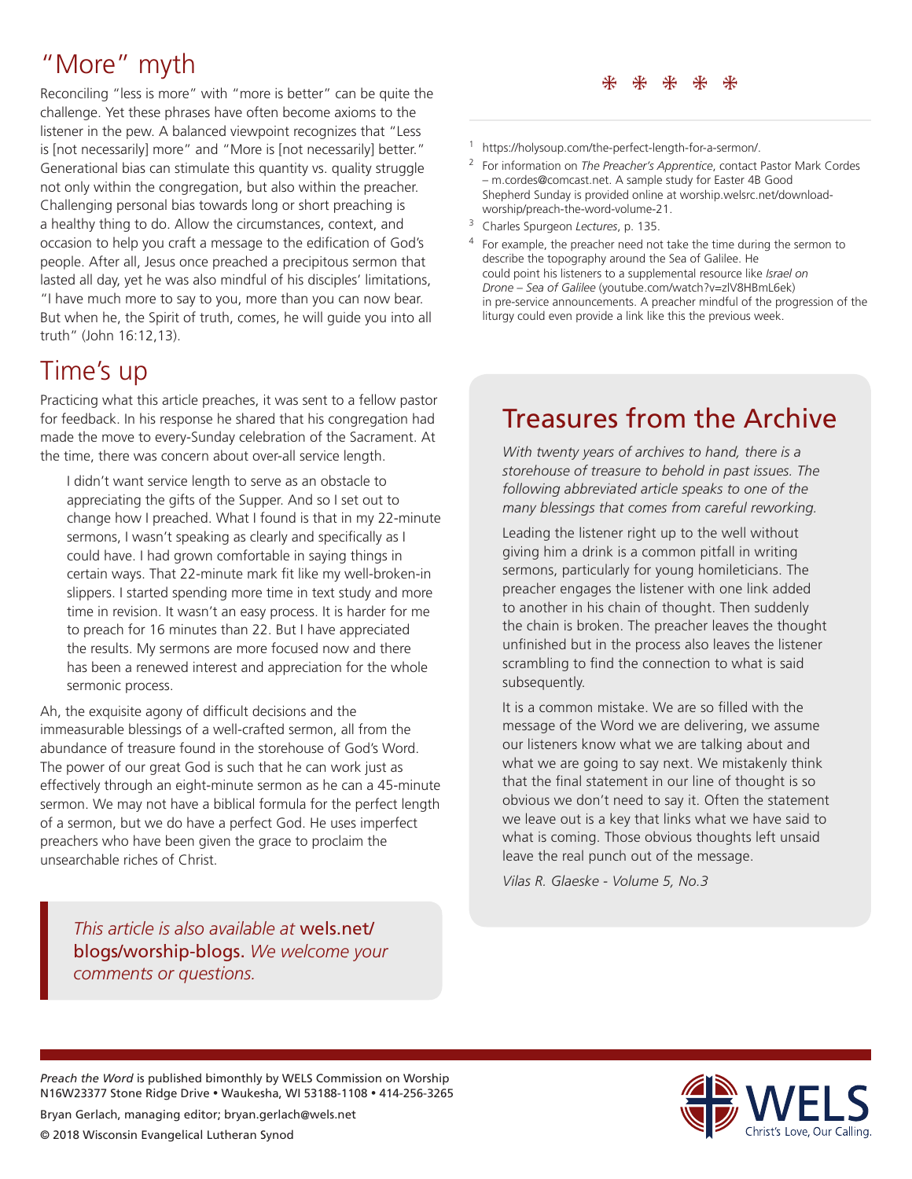## "More" myth

Reconciling "less is more" with "more is better" can be quite the challenge. Yet these phrases have often become axioms to the listener in the pew. A balanced viewpoint recognizes that "Less is [not necessarily] more" and "More is [not necessarily] better." Generational bias can stimulate this quantity vs. quality struggle not only within the congregation, but also within the preacher. Challenging personal bias towards long or short preaching is a healthy thing to do. Allow the circumstances, context, and occasion to help you craft a message to the edification of God's people. After all, Jesus once preached a precipitous sermon that lasted all day, yet he was also mindful of his disciples' limitations, "I have much more to say to you, more than you can now bear. But when he, the Spirit of truth, comes, he will guide you into all truth" (John 16:12,13).

## Time's up

Practicing what this article preaches, it was sent to a fellow pastor for feedback. In his response he shared that his congregation had made the move to every-Sunday celebration of the Sacrament. At the time, there was concern about over-all service length.

> I didn't want service length to serve as an obstacle to appreciating the gifts of the Supper. And so I set out to change how I preached. What I found is that in my 22-minute sermons, I wasn't speaking as clearly and specifically as I could have. I had grown comfortable in saying things in certain ways. That 22-minute mark fit like my well-broken-in slippers. I started spending more time in text study and more time in revision. It wasn't an easy process. It is harder for me to preach for 16 minutes than 22. But I have appreciated the results. My sermons are more focused now and there has been a renewed interest and appreciation for the whole sermonic process.

Ah, the exquisite agony of difficult decisions and the immeasurable blessings of a well-crafted sermon, all from the abundance of treasure found in the storehouse of God's Word. The power of our great God is such that he can work just as effectively through an eight-minute sermon as he can a 45-minute sermon. We may not have a biblical formula for the perfect length of a sermon, but we do have a perfect God. He uses imperfect preachers who have been given the grace to proclaim the unsearchable riches of Christ.

*This article is also available at* wels.net/blogs/worship-blogs. *We welcome your comments or questions.*

✻ ✻ ✻ ✻ ✻

[1] https://holysoup.com/the-perfect-length-for-a-sermon/.

[2] For information on *The Preacher's Apprentice*, contact Pastor Mark Cordes – m.cordes@comcast.net. A sample study for Easter 4B Good Shepherd Sunday is provided online at worship.welsrc.net/download-worship/preach-the-word-volume-21.

[3] Charles Spurgeon *Lectures*, p. 135.

[4] For example, the preacher need not take the time during the sermon to describe the topography around the Sea of Galilee. He could point his listeners to a supplemental resource like *Israel on Drone – Sea of Galilee* (youtube.com/watch?v=zlV8HBmL6ek) in pre-service announcements. A preacher mindful of the progression of the liturgy could even provide a link like this the previous week.

## Treasures from the Archive

*With twenty years of archives to hand, there is a storehouse of treasure to behold in past issues. The following abbreviated article speaks to one of the many blessings that comes from careful reworking.*

Leading the listener right up to the well without giving him a drink is a common pitfall in writing sermons, particularly for young homileticians. The preacher engages the listener with one link added to another in his chain of thought. Then suddenly the chain is broken. The preacher leaves the thought unfinished but in the process also leaves the listener scrambling to find the connection to what is said subsequently.

It is a common mistake. We are so filled with the message of the Word we are delivering, we assume our listeners know what we are talking about and what we are going to say next. We mistakenly think that the final statement in our line of thought is so obvious we don't need to say it. Often the statement we leave out is a key that links what we have said to what is coming. Those obvious thoughts left unsaid leave the real punch out of the message.

*Vilas R. Glaeske - Volume 5, No.3*

*Preach the Word* is published bimonthly by WELS Commission on Worship
N16W23377 Stone Ridge Drive • Waukesha, WI 53188-1108 • 414-256-3265

Bryan Gerlach, managing editor; bryan.gerlach@wels.net

© 2018 Wisconsin Evangelical Lutheran Synod

WELS
Christ's Love, Our Calling.